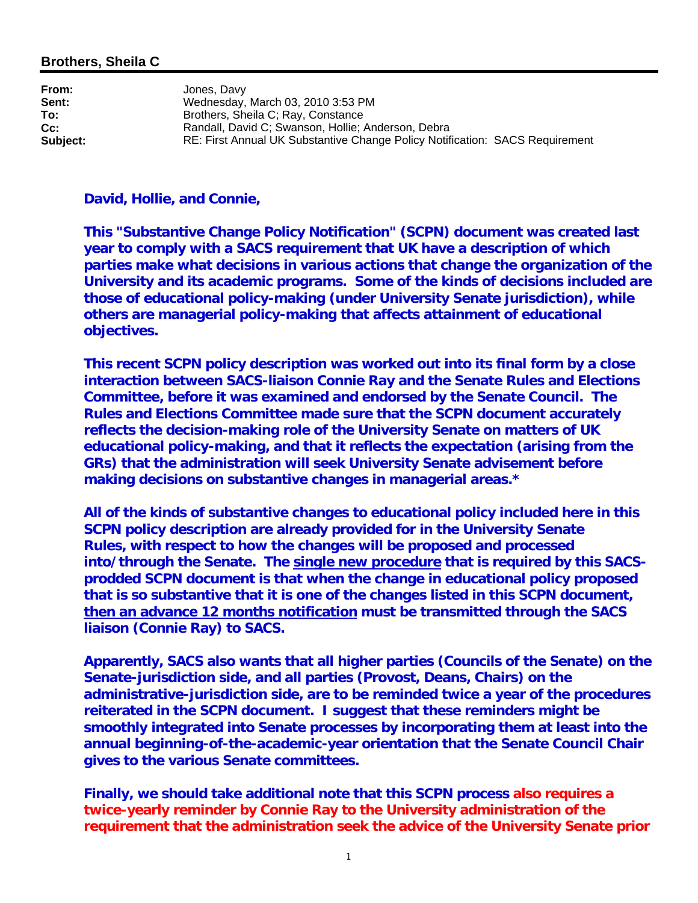**Brothers, Sheila C**

| | |
|---|---|
| **From:** | Jones, Davy |
| **Sent:** | Wednesday, March 03, 2010 3:53 PM |
| **To:** | Brothers, Sheila C; Ray, Constance |
| **Cc:** | Randall, David C; Swanson, Hollie; Anderson, Debra |
| **Subject:** | RE: First Annual UK Substantive Change Policy Notification: SACS Requirement |

**David, Hollie, and Connie,**

**This "Substantive Change Policy Notification" (SCPN) document was created last year to comply with a SACS requirement that UK have a description of which parties make what decisions in various actions that change the organization of the University and its academic programs. Some of the kinds of decisions included are those of educational policy-making (under University Senate jurisdiction), while others are managerial policy-making that affects attainment of educational objectives.**

**This recent SCPN policy description was worked out into its final form by a close interaction between SACS-liaison Connie Ray and the Senate Rules and Elections Committee, before it was examined and endorsed by the Senate Council. The Rules and Elections Committee made sure that the SCPN document accurately reflects the decision-making role of the University Senate on matters of UK educational policy-making, and that it reflects the expectation (arising from the GRs) that the administration will seek University Senate advisement before making decisions on substantive changes in managerial areas.***

**All of the kinds of substantive changes to educational policy included here in this SCPN policy description are already provided for in the University Senate Rules, with respect to how the changes will be proposed and processed into/through the Senate. The <u>single new procedure</u> that is required by this SACS-prodded SCPN document is that when the change in educational policy proposed that is so substantive that it is one of the changes listed in this SCPN document, <u>then an advance 12 months notification</u> must be transmitted through the SACS liaison (Connie Ray) to SACS.**

**Apparently, SACS also wants that all higher parties (Councils of the Senate) on the Senate-jurisdiction side, and all parties (Provost, Deans, Chairs) on the administrative-jurisdiction side, are to be reminded twice a year of the procedures reiterated in the SCPN document. I suggest that these reminders might be smoothly integrated into Senate processes by incorporating them at least into the annual beginning-of-the-academic-year orientation that the Senate Council Chair gives to the various Senate committees.**

**Finally, we should take additional note that this SCPN process also requires a twice-yearly reminder by Connie Ray to the University administration of the requirement that the administration seek the advice of the University Senate prior**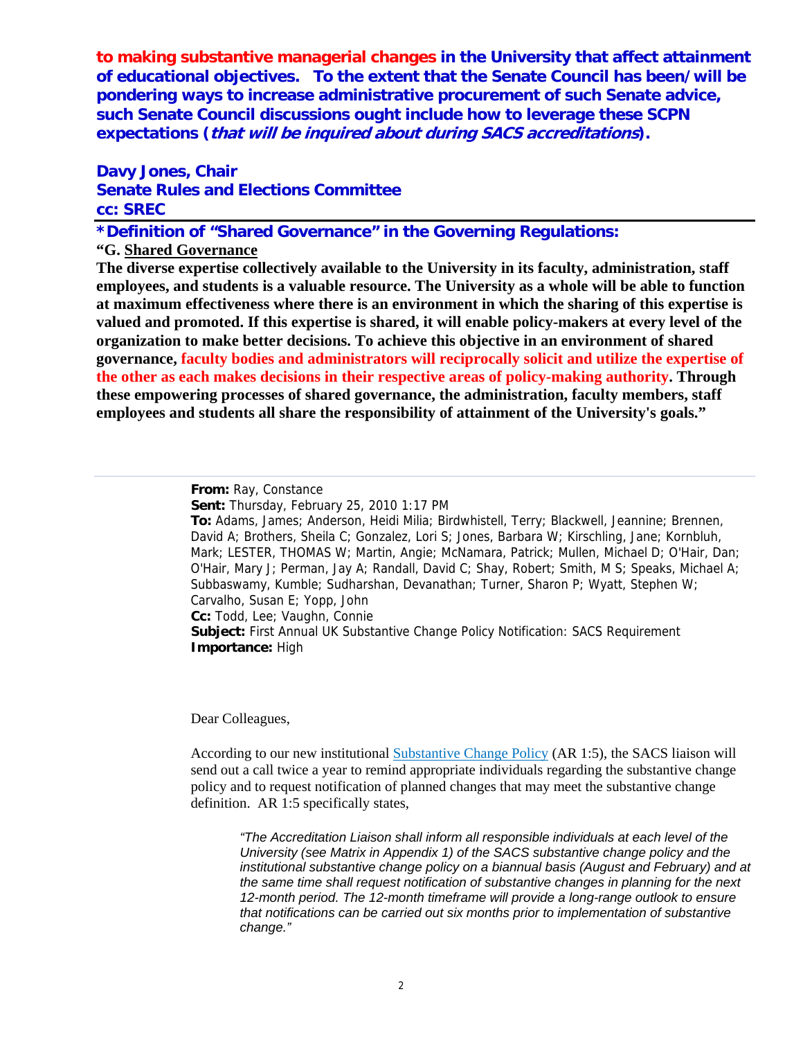**to making substantive managerial changes in the University that affect attainment of educational objectives. To the extent that the Senate Council has been/will be pondering ways to increase administrative procurement of such Senate advice, such Senate Council discussions ought include how to leverage these SCPN expectations (*that will be inquired about during SACS accreditations*).**

**Davy Jones, Chair**
**Senate Rules and Elections Committee**
**cc: SREC**

---

**\*Definition of "Shared Governance" in the Governing Regulations:**

**"G. Shared Governance**

**The diverse expertise collectively available to the University in its faculty, administration, staff employees, and students is a valuable resource. The University as a whole will be able to function at maximum effectiveness where there is an environment in which the sharing of this expertise is valued and promoted. If this expertise is shared, it will enable policy-makers at every level of the organization to make better decisions. To achieve this objective in an environment of shared governance, faculty bodies and administrators will reciprocally solicit and utilize the expertise of the other as each makes decisions in their respective areas of policy-making authority. Through these empowering processes of shared governance, the administration, faculty members, staff employees and students all share the responsibility of attainment of the University's goals."**

---

**From:** Ray, Constance
**Sent:** Thursday, February 25, 2010 1:17 PM
**To:** Adams, James; Anderson, Heidi Milia; Birdwhistell, Terry; Blackwell, Jeannine; Brennen, David A; Brothers, Sheila C; Gonzalez, Lori S; Jones, Barbara W; Kirschling, Jane; Kornbluh, Mark; LESTER, THOMAS W; Martin, Angie; McNamara, Patrick; Mullen, Michael D; O'Hair, Dan; O'Hair, Mary J; Perman, Jay A; Randall, David C; Shay, Robert; Smith, M S; Speaks, Michael A; Subbaswamy, Kumble; Sudharshan, Devanathan; Turner, Sharon P; Wyatt, Stephen W; Carvalho, Susan E; Yopp, John
**Cc:** Todd, Lee; Vaughn, Connie
**Subject:** First Annual UK Substantive Change Policy Notification: SACS Requirement
**Importance:** High

Dear Colleagues,

According to our new institutional Substantive Change Policy (AR 1:5), the SACS liaison will send out a call twice a year to remind appropriate individuals regarding the substantive change policy and to request notification of planned changes that may meet the substantive change definition. AR 1:5 specifically states,

> *"The Accreditation Liaison shall inform all responsible individuals at each level of the University (see Matrix in Appendix 1) of the SACS substantive change policy and the institutional substantive change policy on a biannual basis (August and February) and at the same time shall request notification of substantive changes in planning for the next 12-month period. The 12-month timeframe will provide a long-range outlook to ensure that notifications can be carried out six months prior to implementation of substantive change."*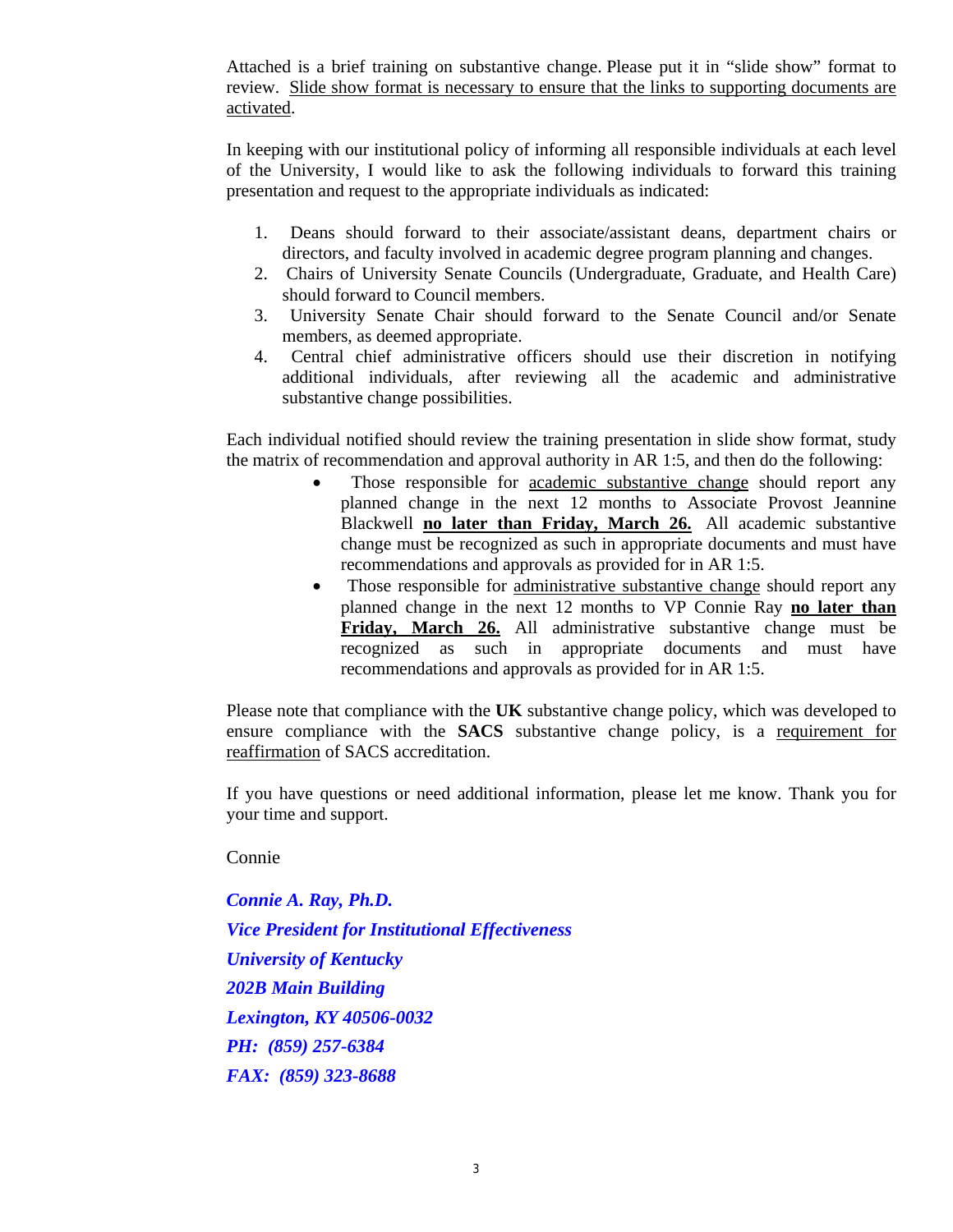Attached is a brief training on substantive change. Please put it in "slide show" format to review. <u>Slide show format is necessary to ensure that the links to supporting documents are activated</u>.

In keeping with our institutional policy of informing all responsible individuals at each level of the University, I would like to ask the following individuals to forward this training presentation and request to the appropriate individuals as indicated:

1. Deans should forward to their associate/assistant deans, department chairs or directors, and faculty involved in academic degree program planning and changes.
2. Chairs of University Senate Councils (Undergraduate, Graduate, and Health Care) should forward to Council members.
3. University Senate Chair should forward to the Senate Council and/or Senate members, as deemed appropriate.
4. Central chief administrative officers should use their discretion in notifying additional individuals, after reviewing all the academic and administrative substantive change possibilities.

Each individual notified should review the training presentation in slide show format, study the matrix of recommendation and approval authority in AR 1:5, and then do the following:

- Those responsible for <u>academic substantive change</u> should report any planned change in the next 12 months to Associate Provost Jeannine Blackwell **<u>no later than Friday, March 26.</u>** All academic substantive change must be recognized as such in appropriate documents and must have recommendations and approvals as provided for in AR 1:5.
- Those responsible for <u>administrative substantive change</u> should report any planned change in the next 12 months to VP Connie Ray **<u>no later than Friday, March 26.</u>** All administrative substantive change must be recognized as such in appropriate documents and must have recommendations and approvals as provided for in AR 1:5.

Please note that compliance with the **UK** substantive change policy, which was developed to ensure compliance with the **SACS** substantive change policy, is a <u>requirement for reaffirmation</u> of SACS accreditation.

If you have questions or need additional information, please let me know. Thank you for your time and support.

Connie

***Connie A. Ray, Ph.D.***
***Vice President for Institutional Effectiveness***
***University of Kentucky***
***202B Main Building***
***Lexington, KY 40506-0032***
***PH: (859) 257-6384***
***FAX: (859) 323-8688***